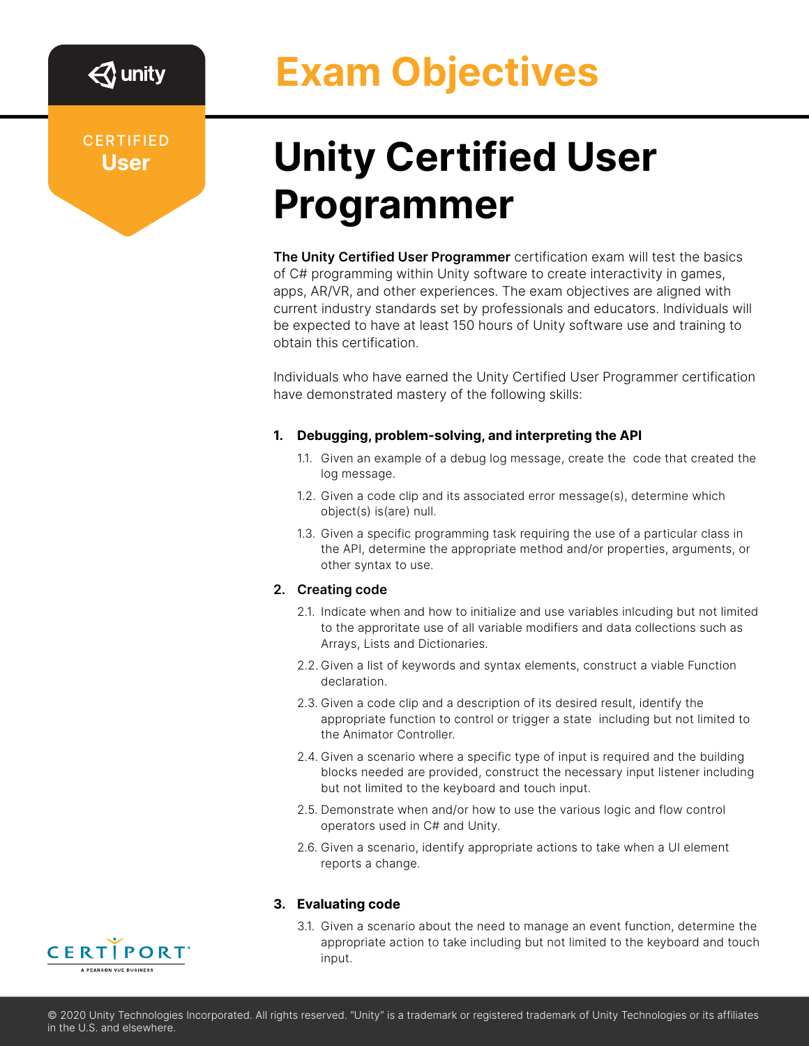CERTIFIED
**User**

# Exam Objectives

# Unity Certified User Programmer

**The Unity Certified User Programmer** certification exam will test the basics of C# programming within Unity software to create interactivity in games, apps, AR/VR, and other experiences. The exam objectives are aligned with current industry standards set by professionals and educators. Individuals will be expected to have at least 150 hours of Unity software use and training to obtain this certification.

Individuals who have earned the Unity Certified User Programmer certification have demonstrated mastery of the following skills:

**1. Debugging, problem-solving, and interpreting the API**

- 1.1. Given an example of a debug log message, create the code that created the log message.
- 1.2. Given a code clip and its associated error message(s), determine which object(s) is(are) null.
- 1.3. Given a specific programming task requiring the use of a particular class in the API, determine the appropriate method and/or properties, arguments, or other syntax to use.

**2. Creating code**

- 2.1. Indicate when and how to initialize and use variables inlcuding but not limited to the apprpritate use of all variable modifiers and data collections such as Arrays, Lists and Dictionaries.
- 2.2. Given a list of keywords and syntax elements, construct a viable Function declaration.
- 2.3. Given a code clip and a description of its desired result, identify the appropriate function to control or trigger a state including but not limited to the Animator Controller.
- 2.4. Given a scenario where a specific type of input is required and the building blocks needed are provided, construct the necessary input listener including but not limited to the keyboard and touch input.
- 2.5. Demonstrate when and/or how to use the various logic and flow control operators used in C# and Unity.
- 2.6. Given a scenario, identify appropriate actions to take when a UI element reports a change.

**3. Evaluating code**

- 3.1. Given a scenario about the need to manage an event function, determine the appropriate action to take including but not limited to the keyboard and touch input.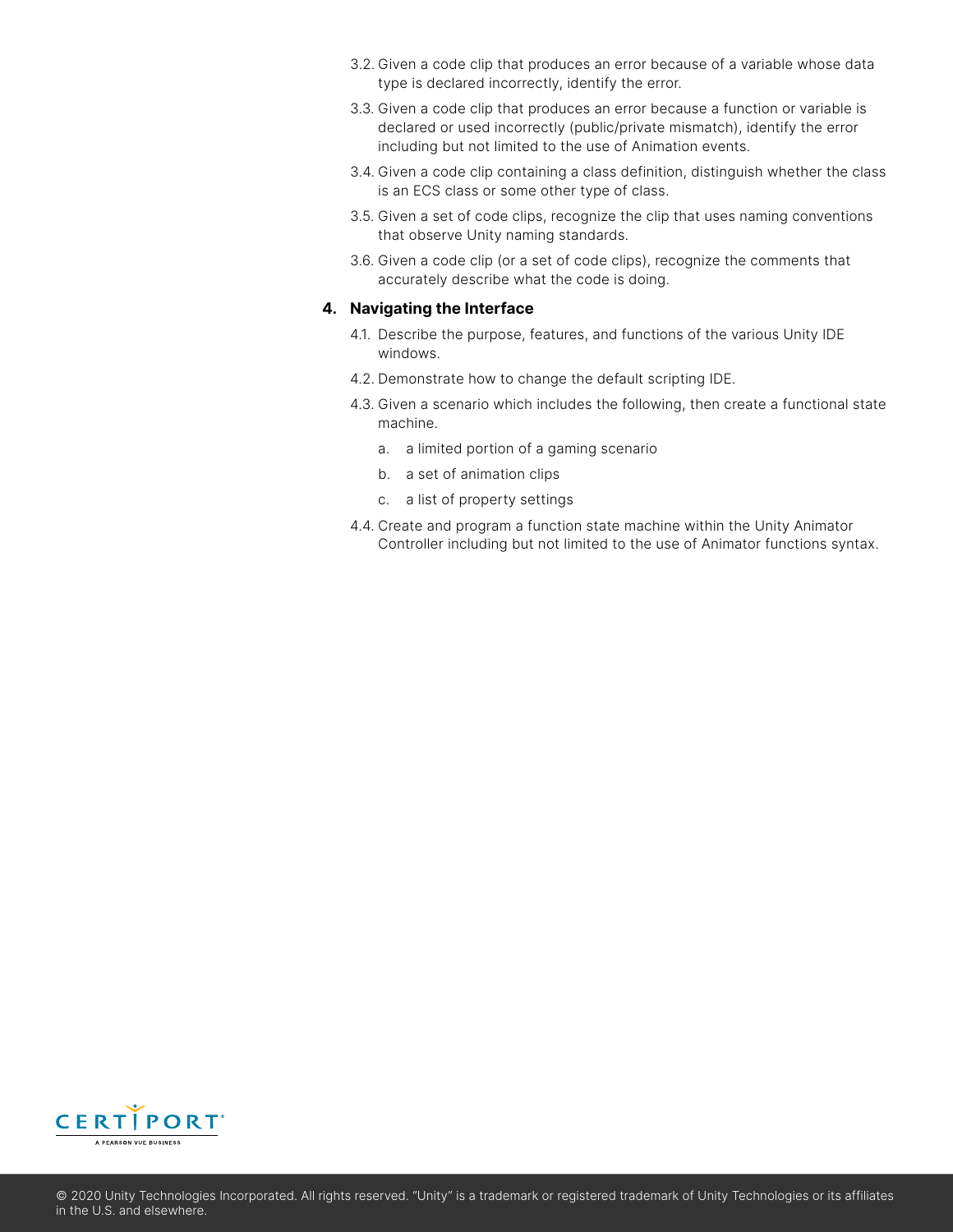3.2. Given a code clip that produces an error because of a variable whose data type is declared incorrectly, identify the error.

3.3. Given a code clip that produces an error because a function or variable is declared or used incorrectly (public/private mismatch), identify the error including but not limited to the use of Animation events.

3.4. Given a code clip containing a class definition, distinguish whether the class is an ECS class or some other type of class.

3.5. Given a set of code clips, recognize the clip that uses naming conventions that observe Unity naming standards.

3.6. Given a code clip (or a set of code clips), recognize the comments that accurately describe what the code is doing.

**4. Navigating the Interface**

4.1. Describe the purpose, features, and functions of the various Unity IDE windows.

4.2. Demonstrate how to change the default scripting IDE.

4.3. Given a scenario which includes the following, then create a functional state machine.

a. a limited portion of a gaming scenario

b. a set of animation clips

c. a list of property settings

4.4. Create and program a function state machine within the Unity Animator Controller including but not limited to the use of Animator functions syntax.

© 2020 Unity Technologies Incorporated. All rights reserved. "Unity" is a trademark or registered trademark of Unity Technologies or its affiliates in the U.S. and elsewhere.